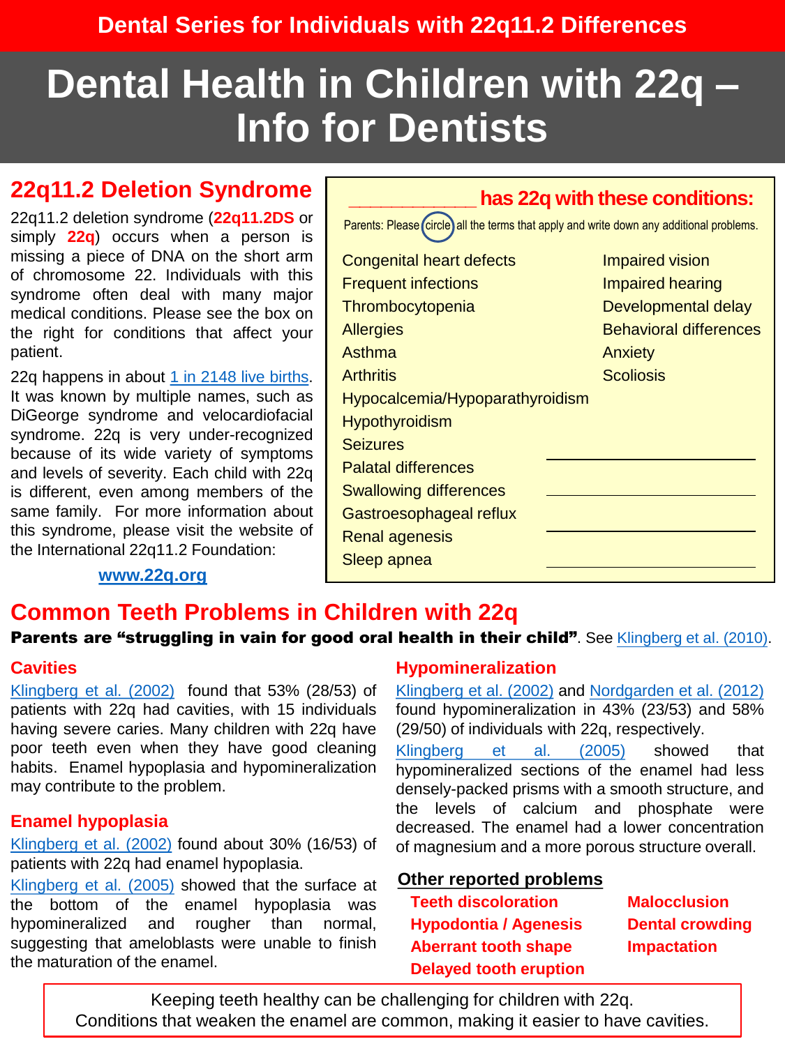Dental Series for Individuals with 22q11.2 Differences

# Dental Health in Children with 22q – Info for Dentists

## 22q11.2 Deletion Syndrome

22q11.2 deletion syndrome (**22q11.2DS** or simply **22q**) occurs when a person is missing a piece of DNA on the short arm of chromosome 22. Individuals with this syndrome often deal with many major medical conditions. Please see the box on the right for conditions that affect your patient.

22q happens in about 1 in 2148 live births. It was known by multiple names, such as DiGeorge syndrome and velocardiofacial syndrome. 22q is very under-recognized because of its wide variety of symptoms and levels of severity. Each child with 22q is different, even among members of the same family. For more information about this syndrome, please visit the website of the International 22q11.2 Foundation:

**www.22q.org**

### ____________ has 22q with these conditions:

Parents: Please circle all the terms that apply and write down any additional problems.

| | |
|---|---|
| Congenital heart defects | Impaired vision |
| Frequent infections | Impaired hearing |
| Thrombocytopenia | Developmental delay |
| Allergies | Behavioral differences |
| Asthma | Anxiety |
| Arthritis | Scoliosis |
| Hypocalcemia/Hypoparathyroidism | |
| Hypothyroidism | |
| Seizures | |
| Palatal differences | ____________ |
| Swallowing differences | ____________ |
| Gastroesophageal reflux | |
| Renal agenesis | ____________ |
| Sleep apnea | ____________ |

## Common Teeth Problems in Children with 22q

**Parents are "struggling in vain for good oral health in their child"**. See Klingberg et al. (2010).

### Cavities

Klingberg et al. (2002) found that 53% (28/53) of patients with 22q had cavities, with 15 individuals having severe caries. Many children with 22q have poor teeth even when they have good cleaning habits. Enamel hypoplasia and hypomineralization may contribute to the problem.

### Enamel hypoplasia

Klingberg et al. (2002) found about 30% (16/53) of patients with 22q had enamel hypoplasia.

Klingberg et al. (2005) showed that the surface at the bottom of the enamel hypoplasia was hypomineralized and rougher than normal, suggesting that ameloblasts were unable to finish the maturation of the enamel.

### Hypomineralization

Klingberg et al. (2002) and Nordgarden et al. (2012) found hypomineralization in 43% (23/53) and 58% (29/50) of individuals with 22q, respectively.

Klingberg et al. (2005) showed that hypomineralized sections of the enamel had less densely-packed prisms with a smooth structure, and the levels of calcium and phosphate were decreased. The enamel had a lower concentration of magnesium and a more porous structure overall.

### Other reported problems

- **Teeth discoloration**
- **Hypodontia / Agenesis**
- **Aberrant tooth shape**
- **Delayed tooth eruption**
- **Malocclusion**
- **Dental crowding**
- **Impaction**

Keeping teeth healthy can be challenging for children with 22q.
Conditions that weaken the enamel are common, making it easier to have cavities.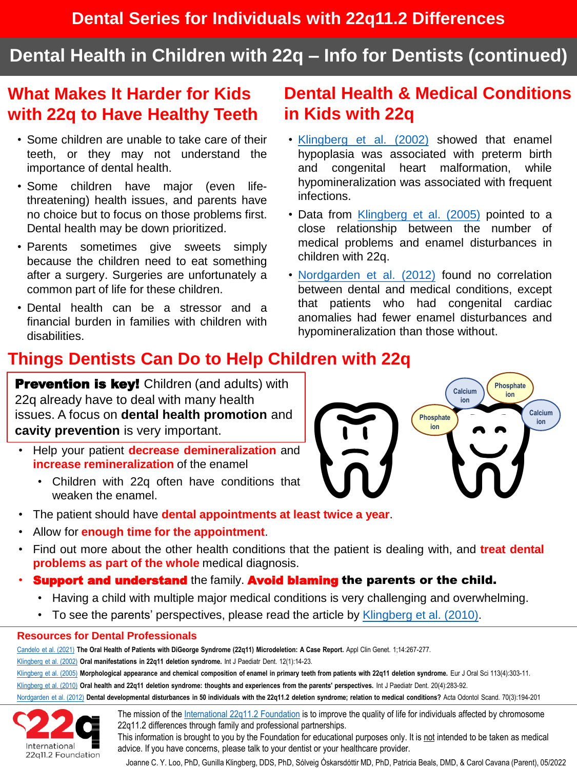# Dental Series for Individuals with 22q11.2 Differences

## Dental Health in Children with 22q – Info for Dentists (continued)

## What Makes It Harder for Kids with 22q to Have Healthy Teeth

- Some children are unable to take care of their teeth, or they may not understand the importance of dental health.
- Some children have major (even life-threatening) health issues, and parents have no choice but to focus on those problems first. Dental health may be down prioritized.
- Parents sometimes give sweets simply because the children need to eat something after a surgery. Surgeries are unfortunately a common part of life for these children.
- Dental health can be a stressor and a financial burden in families with children with disabilities.

## Dental Health & Medical Conditions in Kids with 22q

- Klingberg et al. (2002) showed that enamel hypoplasia was associated with preterm birth and congenital heart malformation, while hypomineralization was associated with frequent infections.
- Data from Klingberg et al. (2005) pointed to a close relationship between the number of medical problems and enamel disturbances in children with 22q.
- Nordgarden et al. (2012) found no correlation between dental and medical conditions, except that patients who had congenital cardiac anomalies had fewer enamel disturbances and hypomineralization than those without.

## Things Dentists Can Do to Help Children with 22q

**Prevention is key!** Children (and adults) with 22q already have to deal with many health issues. A focus on **dental health promotion** and **cavity prevention** is very important.

- Help your patient **decrease demineralization** and **increase remineralization** of the enamel
  - Children with 22q often have conditions that weaken the enamel.
- The patient should have **dental appointments at least twice a year**.
- Allow for **enough time for the appointment**.
- Find out more about the other health conditions that the patient is dealing with, and **treat dental problems as part of the whole** medical diagnosis.
- **Support and understand** the family. **Avoid blaming the parents or the child.**
  - Having a child with multiple major medical conditions is very challenging and overwhelming.
  - To see the parents' perspectives, please read the article by Klingberg et al. (2010).

Calcium ion
Phosphate ion
Phosphate ion
Calcium ion

### Resources for Dental Professionals

Candelo et al. (2021) **The Oral Health of Patients with DiGeorge Syndrome (22q11) Microdeletion: A Case Report.** Appl Clin Genet. 1;14:267-277.

Klingberg et al. (2002) **Oral manifestations in 22q11 deletion syndrome.** Int J Paediatr Dent. 12(1):14-23.

Klingberg et al. (2005) **Morphological appearance and chemical composition of enamel in primary teeth from patients with 22q11 deletion syndrome.** Eur J Oral Sci 113(4):303-11.

Klingberg et al. (2010) **Oral health and 22q11 deletion syndrome: thoughts and experiences from the parents' perspectives.** Int J Paediatr Dent. 20(4):283-92.

Nordgarden et al. (2012) **Dental developmental disturbances in 50 individuals with the 22q11.2 deletion syndrome; relation to medical conditions?** Acta Odontol Scand. 70(3):194-201

22q International 22q11.2 Foundation

The mission of the International 22q11.2 Foundation is to improve the quality of life for individuals affected by chromosome 22q11.2 differences through family and professional partnerships.

This information is brought to you by the Foundation for educational purposes only. It is not intended to be taken as medical advice. If you have concerns, please talk to your dentist or your healthcare provider.

Joanne C. Y. Loo, PhD, Gunilla Klingberg, DDS, PhD, Sólveig Óskarsdóttir MD, PhD, Patricia Beals, DMD, & Carol Cavana (Parent), 05/2022